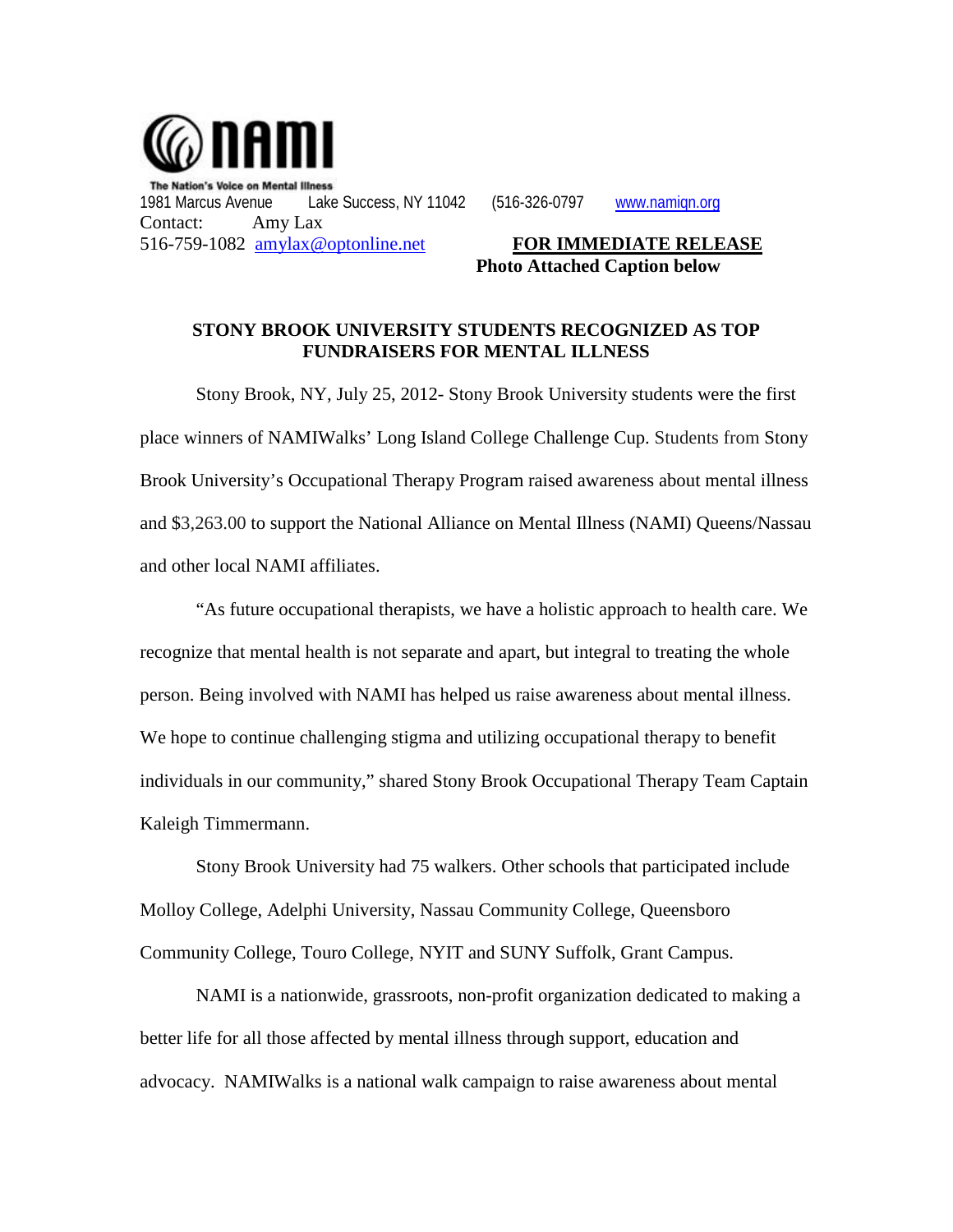NAMI

The Nation's Voice on Mental Illness

1981 Marcus Avenue Lake Success, NY 11042 (516-326-0797 www.namiqn.org

Contact: Amy Lax

516-759-1082 amylax@optonline.net

**FOR IMMEDIATE RELEASE**

**Photo Attached Caption below**

# STONY BROOK UNIVERSITY STUDENTS RECOGNIZED AS TOP FUNDRAISERS FOR MENTAL ILLNESS

Stony Brook, NY, July 25, 2012- Stony Brook University students were the first place winners of NAMIWalks' Long Island College Challenge Cup. Students from Stony Brook University's Occupational Therapy Program raised awareness about mental illness and $3,263.00 to support the National Alliance on Mental Illness (NAMI) Queens/Nassau and other local NAMI affiliates.

"As future occupational therapists, we have a holistic approach to health care. We recognize that mental health is not separate and apart, but integral to treating the whole person. Being involved with NAMI has helped us raise awareness about mental illness. We hope to continue challenging stigma and utilizing occupational therapy to benefit individuals in our community," shared Stony Brook Occupational Therapy Team Captain Kaleigh Timmermann.

Stony Brook University had 75 walkers. Other schools that participated include Molloy College, Adelphi University, Nassau Community College, Queensboro Community College, Touro College, NYIT and SUNY Suffolk, Grant Campus.

NAMI is a nationwide, grassroots, non-profit organization dedicated to making a better life for all those affected by mental illness through support, education and advocacy. NAMIWalks is a national walk campaign to raise awareness about mental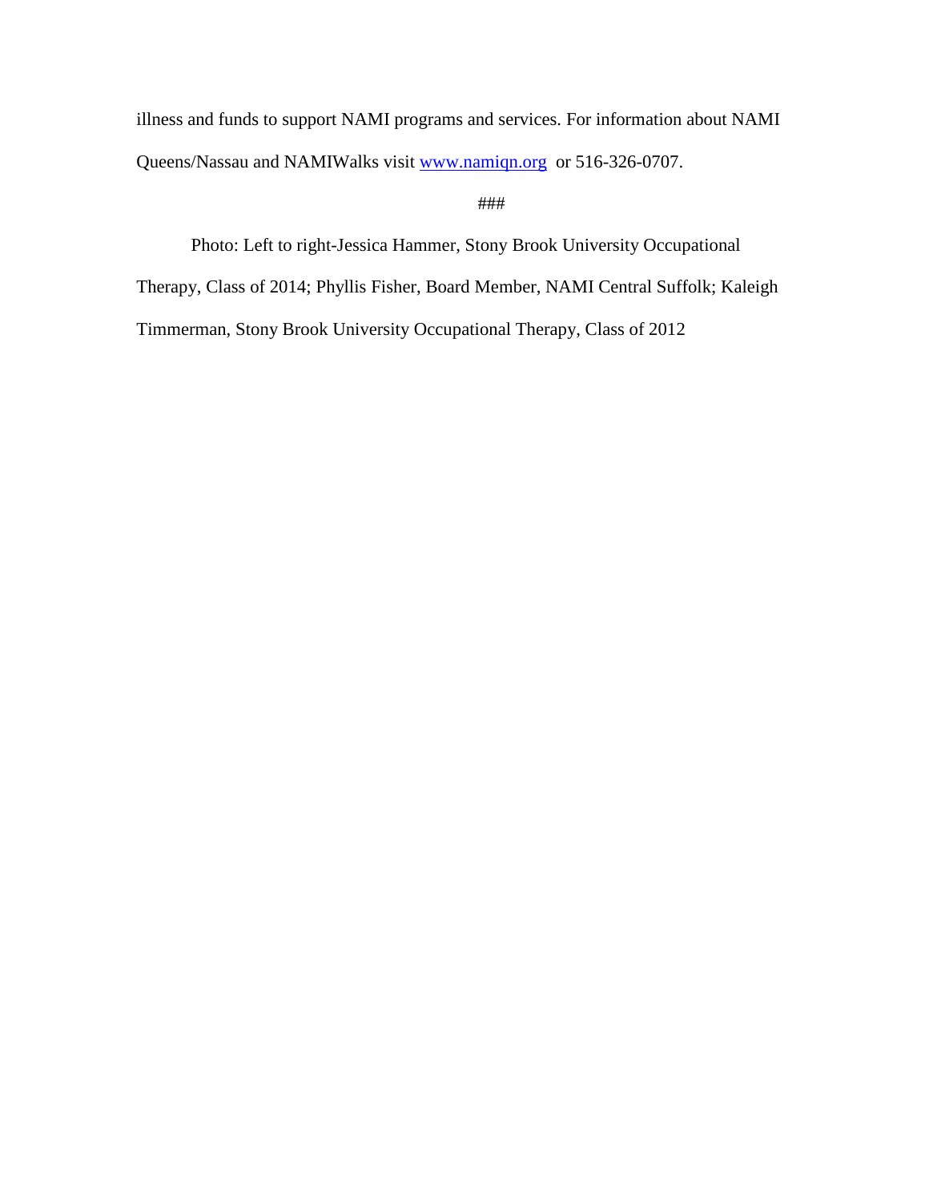illness and funds to support NAMI programs and services. For information about NAMI Queens/Nassau and NAMIWalks visit [www.namiqn.org](http://www.namiqn.org) or 516-326-0707.

###

Photo: Left to right-Jessica Hammer, Stony Brook University Occupational Therapy, Class of 2014; Phyllis Fisher, Board Member, NAMI Central Suffolk; Kaleigh Timmerman, Stony Brook University Occupational Therapy, Class of 2012